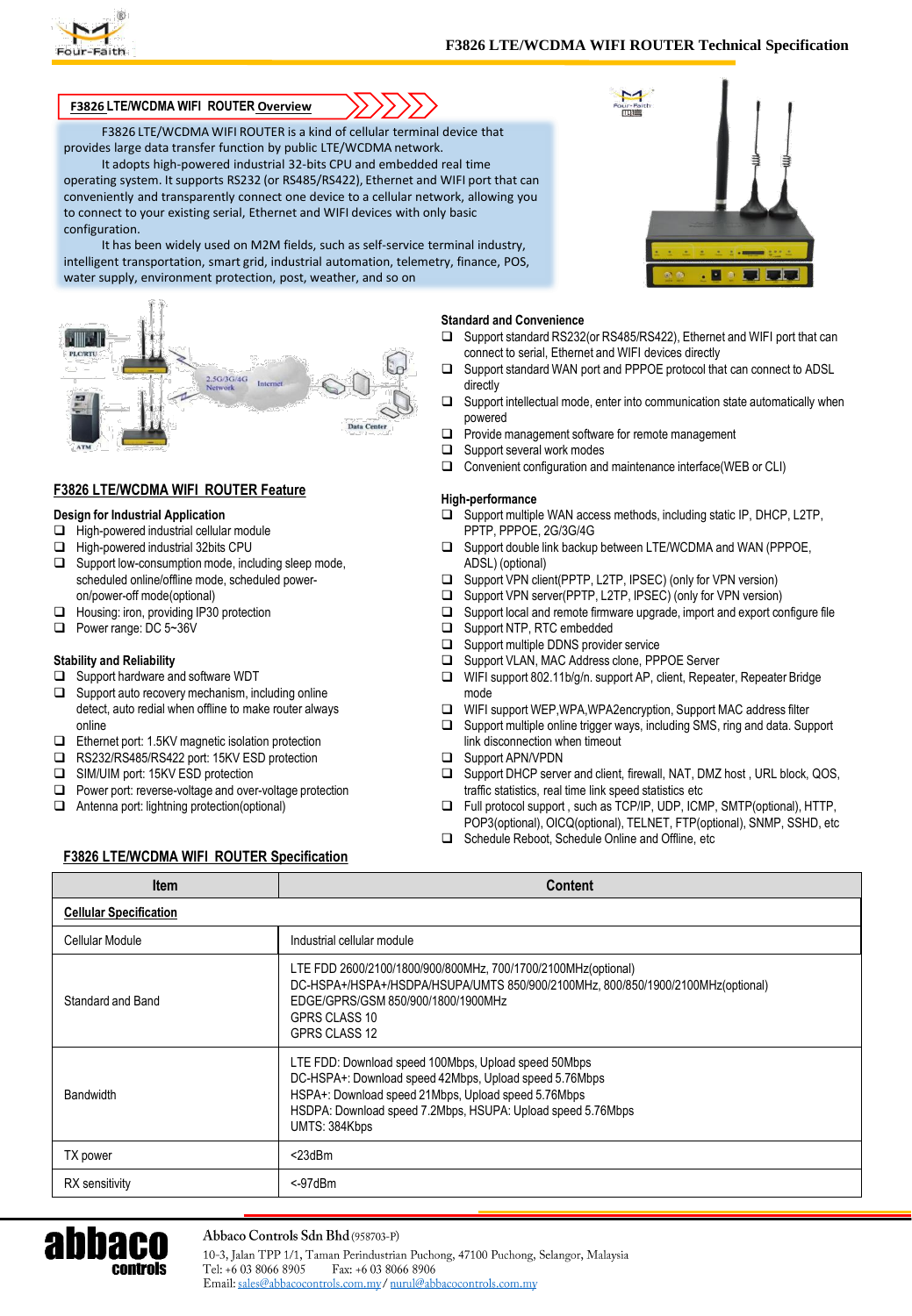## F3826 LTE/WCDMA WIFI ROUTER Overview

F3826 LTE/WCDMA WIFI ROUTER is a kind of cellular terminal device that provides large data transfer function by public LTE/WCDMA network.

It adopts high-powered industrial 32-bits CPU and embedded real time operating system. It supports RS232 (or RS485/RS422), Ethernet and WIFI port that can conveniently and transparently connect one device to a cellular network, allowing you to connect to your existing serial, Ethernet and WIFI devices with only basic configuration.

It has been widely used on M2M fields, such as self-service terminal industry, intelligent transportation, smart grid, industrial automation, telemetry, finance, POS, water supply, environment protection, post, weather, and so on

## F3826 LTE/WCDMA WIFI ROUTER Feature

### Design for Industrial Application

- High-powered industrial cellular module
- High-powered industrial 32bits CPU
- Support low-consumption mode, including sleep mode, scheduled online/offline mode, scheduled power-on/power-off mode(optional)
- Housing: iron, providing IP30 protection
- Power range: DC 5~36V

### Stability and Reliability

- Support hardware and software WDT
- Support auto recovery mechanism, including online detect, auto redial when offline to make router always online
- Ethernet port: 1.5KV magnetic isolation protection
- RS232/RS485/RS422 port: 15KV ESD protection
- SIM/UIM port: 15KV ESD protection
- Power port: reverse-voltage and over-voltage protection
- Antenna port: lightning protection(optional)

### Standard and Convenience

- Support standard RS232(or RS485/RS422), Ethernet and WIFI port that can connect to serial, Ethernet and WIFI devices directly
- Support standard WAN port and PPPOE protocol that can connect to ADSL directly
- Support intellectual mode, enter into communication state automatically when powered
- Provide management software for remote management
- Support several work modes
- Convenient configuration and maintenance interface(WEB or CLI)

### High-performance

- Support multiple WAN access methods, including static IP, DHCP, L2TP, PPTP, PPPOE, 2G/3G/4G
- Support double link backup between LTE/WCDMA and WAN (PPPOE, ADSL) (optional)
- Support VPN client(PPTP, L2TP, IPSEC) (only for VPN version)
- Support VPN server(PPTP, L2TP, IPSEC) (only for VPN version)
- Support local and remote firmware upgrade, import and export configure file
- Support NTP, RTC embedded
- Support multiple DDNS provider service
- Support VLAN, MAC Address clone, PPPOE Server
- WIFI support 802.11b/g/n. support AP, client, Repeater, Repeater Bridge mode
- WIFI support WEP,WPA,WPA2encryption, Support MAC address filter
- Support multiple online trigger ways, including SMS, ring and data. Support link disconnection when timeout
- Support APN/VPDN
- Support DHCP server and client, firewall, NAT, DMZ host , URL block, QOS, traffic statistics, real time link speed statistics etc
- Full protocol support , such as TCP/IP, UDP, ICMP, SMTP(optional), HTTP, POP3(optional), OICQ(optional), TELNET, FTP(optional), SNMP, SSHD, etc
- Schedule Reboot, Schedule Online and Offline, etc

## F3826 LTE/WCDMA WIFI ROUTER Specification

| Item | Content |
|---|---|
| **Cellular Specification** | |
| Cellular Module | Industrial cellular module |
| Standard and Band | LTE FDD 2600/2100/1800/900/800MHz, 700/1700/2100MHz(optional)<br>DC-HSPA+/HSPA+/HSDPA/HSUPA/UMTS 850/900/2100MHz, 800/850/1900/2100MHz(optional)<br>EDGE/GPRS/GSM 850/900/1800/1900MHz<br>GPRS CLASS 10<br>GPRS CLASS 12 |
| Bandwidth | LTE FDD: Download speed 100Mbps, Upload speed 50Mbps<br>DC-HSPA+: Download speed 42Mbps, Upload speed 5.76Mbps<br>HSPA+: Download speed 21Mbps, Upload speed 5.76Mbps<br>HSDPA: Download speed 7.2Mbps, HSUPA: Upload speed 5.76Mbps<br>UMTS: 384Kbps |
| TX power | <23dBm |
| RX sensitivity | <-97dBm |

Abbaco Controls Sdn Bhd (958703-P)
10-3, Jalan TPP 1/1, Taman Perindustrian Puchong, 47100 Puchong, Selangor, Malaysia
Tel: +6 03 8066 8905 Fax: +6 03 8066 8906
Email: sales@abbacocontrols.com.my / nurul@abbacocontrols.com.my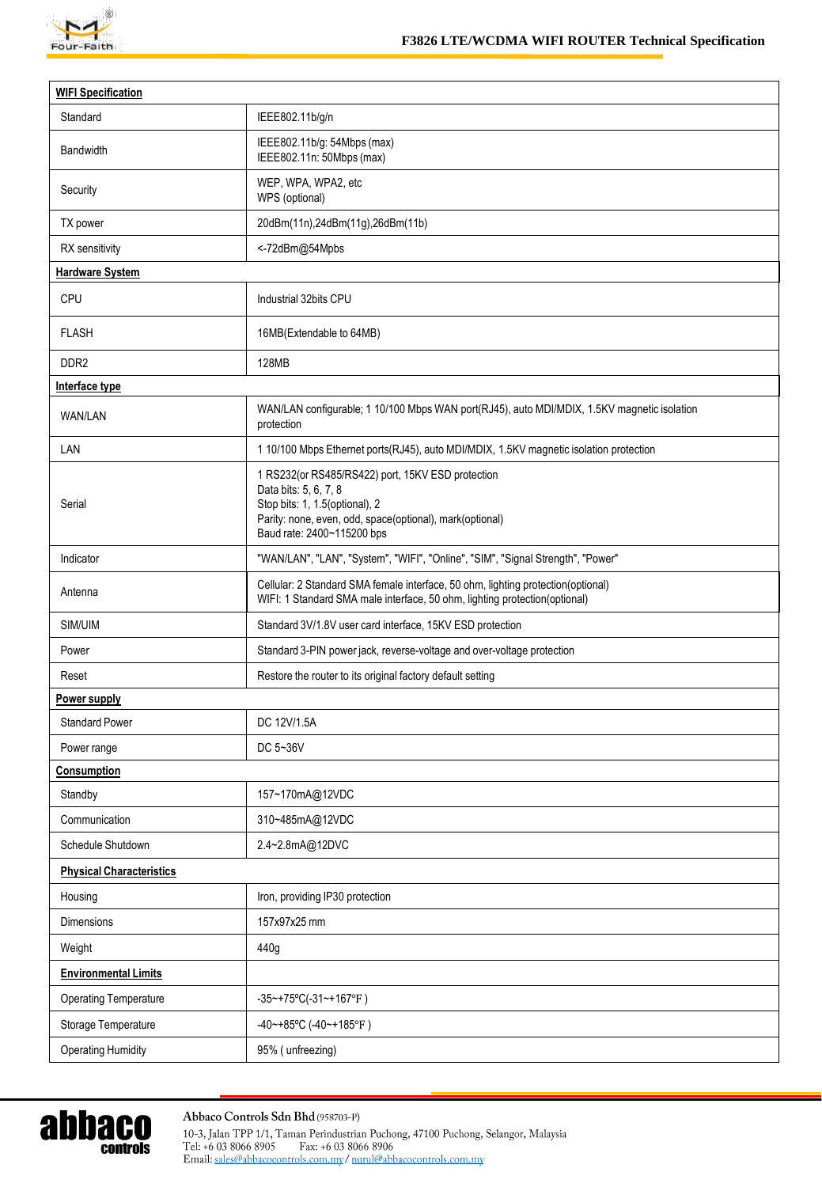| | |
|---|---|
| **WIFI Specification** | |
| Standard | IEEE802.11b/g/n |
| Bandwidth | IEEE802.11b/g: 54Mbps (max)<br>IEEE802.11n: 50Mbps (max) |
| Security | WEP, WPA, WPA2, etc<br>WPS (optional) |
| TX power | 20dBm(11n),24dBm(11g),26dBm(11b) |
| RX sensitivity | <-72dBm@54Mpbs |
| **Hardware System** | |
| CPU | Industrial 32bits CPU |
| FLASH | 16MB(Extendable to 64MB) |
| DDR2 | 128MB |
| **Interface type** | |
| WAN/LAN | WAN/LAN configurable; 1 10/100 Mbps WAN port(RJ45), auto MDI/MDIX, 1.5KV magnetic isolation protection |
| LAN | 1 10/100 Mbps Ethernet ports(RJ45), auto MDI/MDIX, 1.5KV magnetic isolation protection |
| Serial | 1 RS232(or RS485/RS422) port, 15KV ESD protection<br>Data bits: 5, 6, 7, 8<br>Stop bits: 1, 1.5(optional), 2<br>Parity: none, even, odd, space(optional), mark(optional)<br>Baud rate: 2400~115200 bps |
| Indicator | "WAN/LAN", "LAN", "System", "WIFI", "Online", "SIM", "Signal Strength", "Power" |
| Antenna | Cellular: 2 Standard SMA female interface, 50 ohm, lighting protection(optional)<br>WIFI: 1 Standard SMA male interface, 50 ohm, lighting protection(optional) |
| SIM/UIM | Standard 3V/1.8V user card interface, 15KV ESD protection |
| Power | Standard 3-PIN power jack, reverse-voltage and over-voltage protection |
| Reset | Restore the router to its original factory default setting |
| **Power supply** | |
| Standard Power | DC 12V/1.5A |
| Power range | DC 5~36V |
| **Consumption** | |
| Standby | 157~170mA@12VDC |
| Communication | 310~485mA@12VDC |
| Schedule Shutdown | 2.4~2.8mA@12DVC |
| **Physical Characteristics** | |
| Housing | Iron, providing IP30 protection |
| Dimensions | 157x97x25 mm |
| Weight | 440g |
| **Environmental Limits** | |
| Operating Temperature | -35~+75ºC(-31~+167°F ) |
| Storage Temperature | -40~+85ºC (-40~+185°F ) |
| Operating Humidity | 95% ( unfreezing) |

Abbaco Controls Sdn Bhd (958703-P)
10-3, Jalan TPP 1/1, Taman Perindustrian Puchong, 47100 Puchong, Selangor, Malaysia
Tel: +6 03 8066 8905 Fax: +6 03 8066 8906
Email: sales@abbacocontrols.com.my / nurul@abbacocontrols.com.my